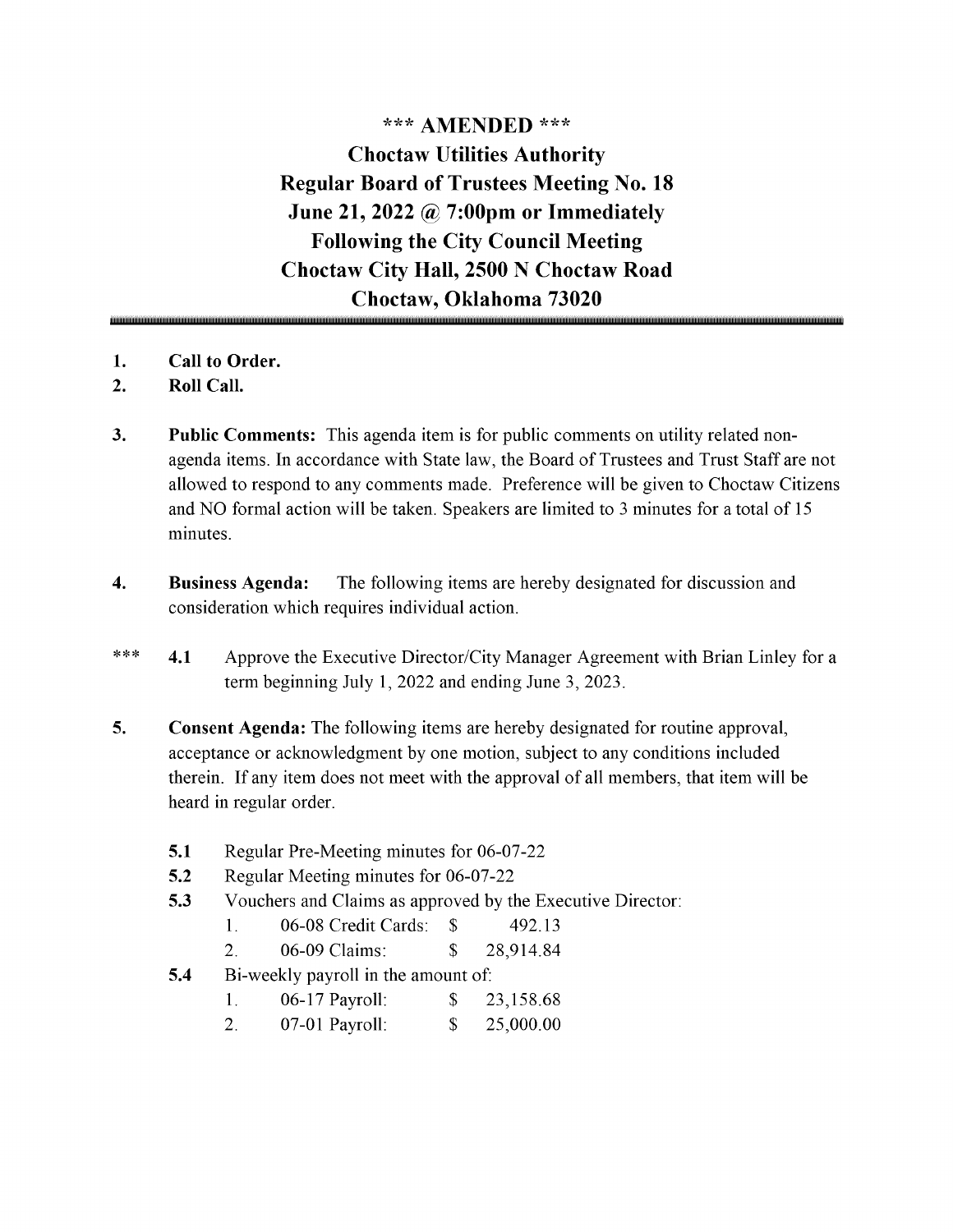# \*\*\* AMENDED \*\*\*

# Choctaw Utilities Authority
## Regular Board of Trustees Meeting No. 18
## June 21, 2022 @ 7:00pm or Immediately Following the City Council Meeting
## Choctaw City Hall, 2500 N Choctaw Road
## Choctaw, Oklahoma 73020

---

1. **Call to Order.**
2. **Roll Call.**

3. **Public Comments:** This agenda item is for public comments on utility related non-agenda items. In accordance with State law, the Board of Trustees and Trust Staff are not allowed to respond to any comments made. Preference will be given to Choctaw Citizens and NO formal action will be taken. Speakers are limited to 3 minutes for a total of 15 minutes.

4. **Business Agenda:** The following items are hereby designated for discussion and consideration which requires individual action.

\*\*\* **4.1** Approve the Executive Director/City Manager Agreement with Brian Linley for a term beginning July 1, 2022 and ending June 3, 2023.

5. **Consent Agenda:** The following items are hereby designated for routine approval, acceptance or acknowledgment by one motion, subject to any conditions included therein. If any item does not meet with the approval of all members, that item will be heard in regular order.

   **5.1** Regular Pre-Meeting minutes for 06-07-22

   **5.2** Regular Meeting minutes for 06-07-22

   **5.3** Vouchers and Claims as approved by the Executive Director:
   1. 06-08 Credit Cards: $ 492.13
   2. 06-09 Claims: $ 28,914.84

   **5.4** Bi-weekly payroll in the amount of:
   1. 06-17 Payroll: $ 23,158.68
   2. 07-01 Payroll: $ 25,000.00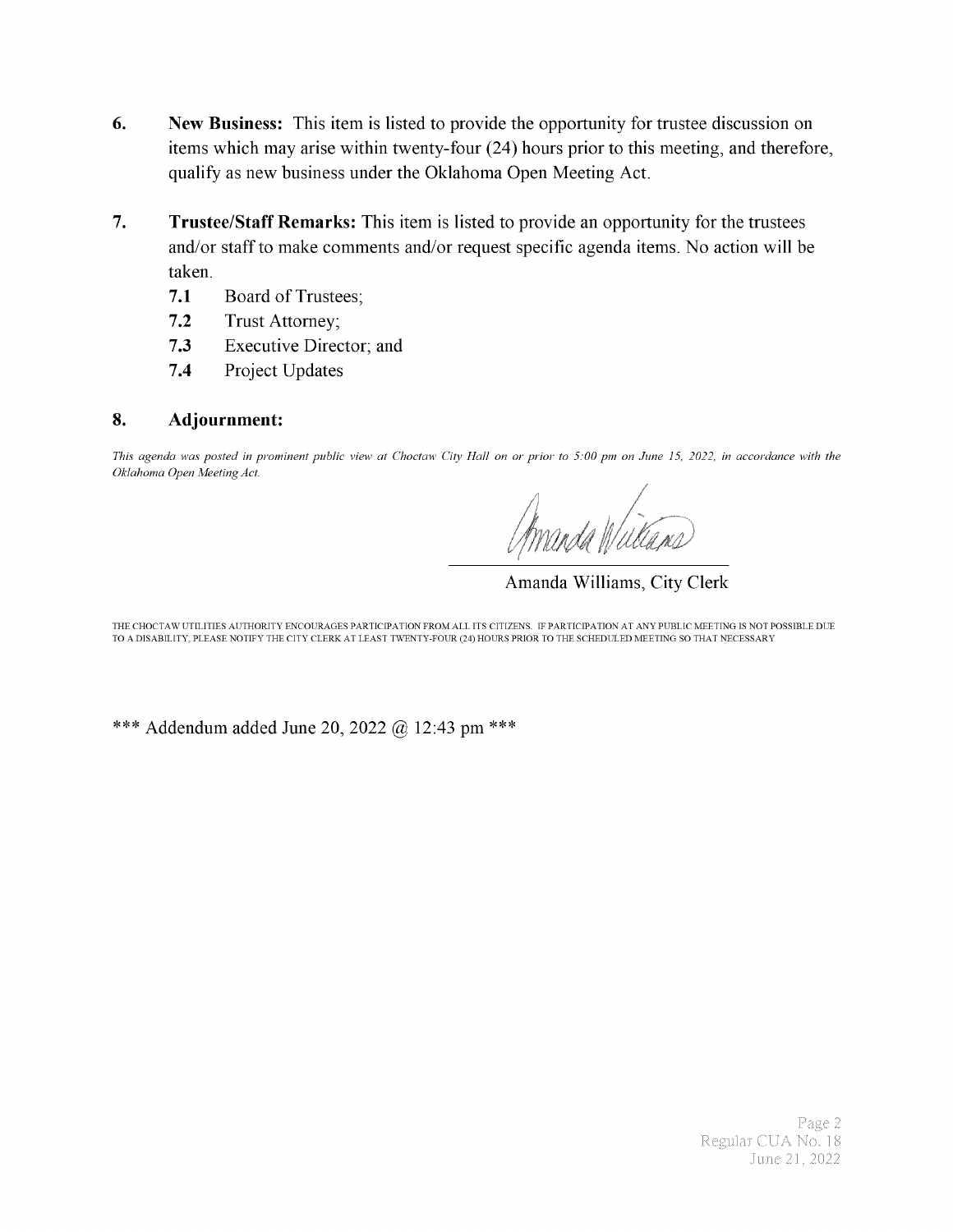6. **New Business:** This item is listed to provide the opportunity for trustee discussion on items which may arise within twenty-four (24) hours prior to this meeting, and therefore, qualify as new business under the Oklahoma Open Meeting Act.

7. **Trustee/Staff Remarks:** This item is listed to provide an opportunity for the trustees and/or staff to make comments and/or request specific agenda items. No action will be taken.
   - **7.1** Board of Trustees;
   - **7.2** Trust Attorney;
   - **7.3** Executive Director; and
   - **7.4** Project Updates

## 8. Adjournment:

*This agenda was posted in prominent public view at Choctaw City Hall on or prior to 5:00 pm on June 15, 2022, in accordance with the Oklahoma Open Meeting Act.*

Amanda Williams, City Clerk

THE CHOCTAW UTILITIES AUTHORITY ENCOURAGES PARTICIPATION FROM ALL ITS CITIZENS. IF PARTICIPATION AT ANY PUBLIC MEETING IS NOT POSSIBLE DUE TO A DISABILITY, PLEASE NOTIFY THE CITY CLERK AT LEAST TWENTY-FOUR (24) HOURS PRIOR TO THE SCHEDULED MEETING SO THAT NECESSARY

*** Addendum added June 20, 2022 @ 12:43 pm ***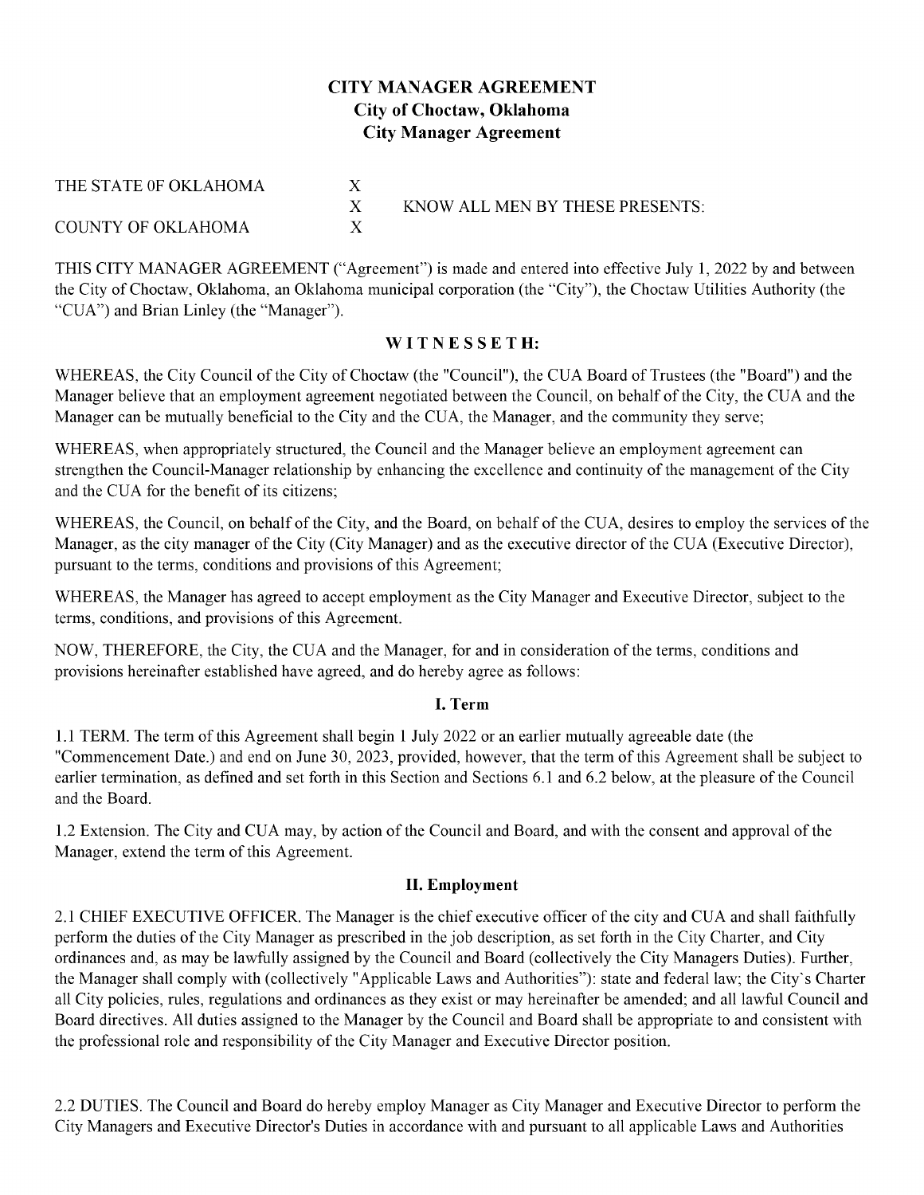# CITY MANAGER AGREEMENT
## City of Choctaw, Oklahoma
## City Manager Agreement

| | | |
|---|---|---|
| THE STATE 0F OKLAHOMA | X | |
| | X | KNOW ALL MEN BY THESE PRESENTS: |
| COUNTY OF OKLAHOMA | X | |

THIS CITY MANAGER AGREEMENT ("Agreement") is made and entered into effective July 1, 2022 by and between the City of Choctaw, Oklahoma, an Oklahoma municipal corporation (the "City"), the Choctaw Utilities Authority (the "CUA") and Brian Linley (the "Manager").

**WITNESSETH:**

WHEREAS, the City Council of the City of Choctaw (the "Council"), the CUA Board of Trustees (the "Board") and the Manager believe that an employment agreement negotiated between the Council, on behalf of the City, the CUA and the Manager can be mutually beneficial to the City and the CUA, the Manager, and the community they serve;

WHEREAS, when appropriately structured, the Council and the Manager believe an employment agreement can strengthen the Council-Manager relationship by enhancing the excellence and continuity of the management of the City and the CUA for the benefit of its citizens;

WHEREAS, the Council, on behalf of the City, and the Board, on behalf of the CUA, desires to employ the services of the Manager, as the city manager of the City (City Manager) and as the executive director of the CUA (Executive Director), pursuant to the terms, conditions and provisions of this Agreement;

WHEREAS, the Manager has agreed to accept employment as the City Manager and Executive Director, subject to the terms, conditions, and provisions of this Agreement.

NOW, THEREFORE, the City, the CUA and the Manager, for and in consideration of the terms, conditions and provisions hereinafter established have agreed, and do hereby agree as follows:

**I. Term**

1.1 TERM. The term of this Agreement shall begin 1 July 2022 or an earlier mutually agreeable date (the "Commencement Date.) and end on June 30, 2023, provided, however, that the term of this Agreement shall be subject to earlier termination, as defined and set forth in this Section and Sections 6.1 and 6.2 below, at the pleasure of the Council and the Board.

1.2 Extension. The City and CUA may, by action of the Council and Board, and with the consent and approval of the Manager, extend the term of this Agreement.

**II. Employment**

2.1 CHIEF EXECUTIVE OFFICER. The Manager is the chief executive officer of the city and CUA and shall faithfully perform the duties of the City Manager as prescribed in the job description, as set forth in the City Charter, and City ordinances and, as may be lawfully assigned by the Council and Board (collectively the City Managers Duties). Further, the Manager shall comply with (collectively "Applicable Laws and Authorities"): state and federal law; the City's Charter all City policies, rules, regulations and ordinances as they exist or may hereinafter be amended; and all lawful Council and Board directives. All duties assigned to the Manager by the Council and Board shall be appropriate to and consistent with the professional role and responsibility of the City Manager and Executive Director position.

2.2 DUTIES. The Council and Board do hereby employ Manager as City Manager and Executive Director to perform the City Managers and Executive Director's Duties in accordance with and pursuant to all applicable Laws and Authorities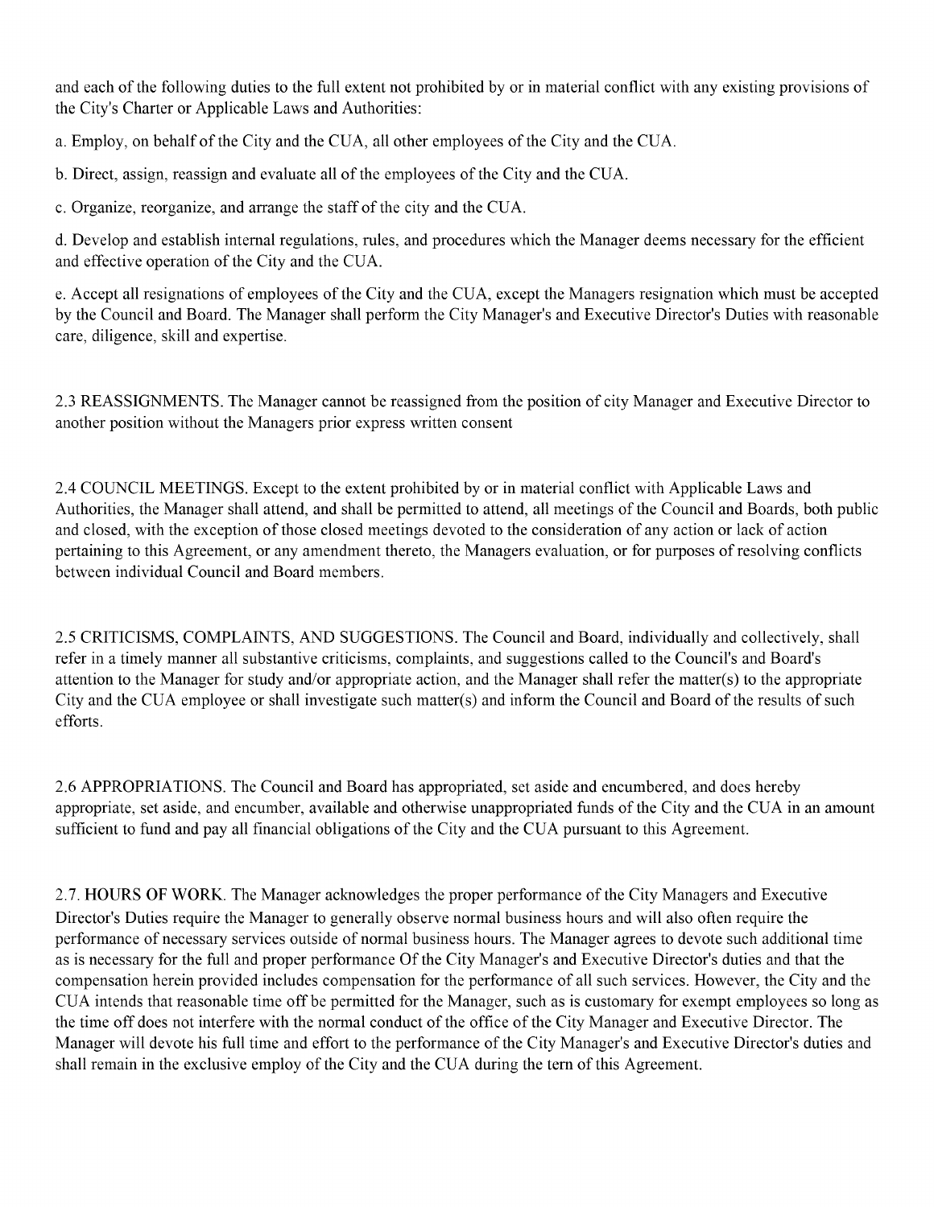and each of the following duties to the full extent not prohibited by or in material conflict with any existing provisions of the City's Charter or Applicable Laws and Authorities:

a. Employ, on behalf of the City and the CUA, all other employees of the City and the CUA.

b. Direct, assign, reassign and evaluate all of the employees of the City and the CUA.

c. Organize, reorganize, and arrange the staff of the city and the CUA.

d. Develop and establish internal regulations, rules, and procedures which the Manager deems necessary for the efficient and effective operation of the City and the CUA.

e. Accept all resignations of employees of the City and the CUA, except the Managers resignation which must be accepted by the Council and Board. The Manager shall perform the City Manager's and Executive Director's Duties with reasonable care, diligence, skill and expertise.

2.3 REASSIGNMENTS. The Manager cannot be reassigned from the position of city Manager and Executive Director to another position without the Managers prior express written consent

2.4 COUNCIL MEETINGS. Except to the extent prohibited by or in material conflict with Applicable Laws and Authorities, the Manager shall attend, and shall be permitted to attend, all meetings of the Council and Boards, both public and closed, with the exception of those closed meetings devoted to the consideration of any action or lack of action pertaining to this Agreement, or any amendment thereto, the Managers evaluation, or for purposes of resolving conflicts between individual Council and Board members.

2.5 CRITICISMS, COMPLAINTS, AND SUGGESTIONS. The Council and Board, individually and collectively, shall refer in a timely manner all substantive criticisms, complaints, and suggestions called to the Council's and Board's attention to the Manager for study and/or appropriate action, and the Manager shall refer the matter(s) to the appropriate City and the CUA employee or shall investigate such matter(s) and inform the Council and Board of the results of such efforts.

2.6 APPROPRIATIONS. The Council and Board has appropriated, set aside and encumbered, and does hereby appropriate, set aside, and encumber, available and otherwise unappropriated funds of the City and the CUA in an amount sufficient to fund and pay all financial obligations of the City and the CUA pursuant to this Agreement.

2.7. HOURS OF WORK. The Manager acknowledges the proper performance of the City Managers and Executive Director's Duties require the Manager to generally observe normal business hours and will also often require the performance of necessary services outside of normal business hours. The Manager agrees to devote such additional time as is necessary for the full and proper performance Of the City Manager's and Executive Director's duties and that the compensation herein provided includes compensation for the performance of all such services. However, the City and the CUA intends that reasonable time off be permitted for the Manager, such as is customary for exempt employees so long as the time off does not interfere with the normal conduct of the office of the City Manager and Executive Director. The Manager will devote his full time and effort to the performance of the City Manager's and Executive Director's duties and shall remain in the exclusive employ of the City and the CUA during the tern of this Agreement.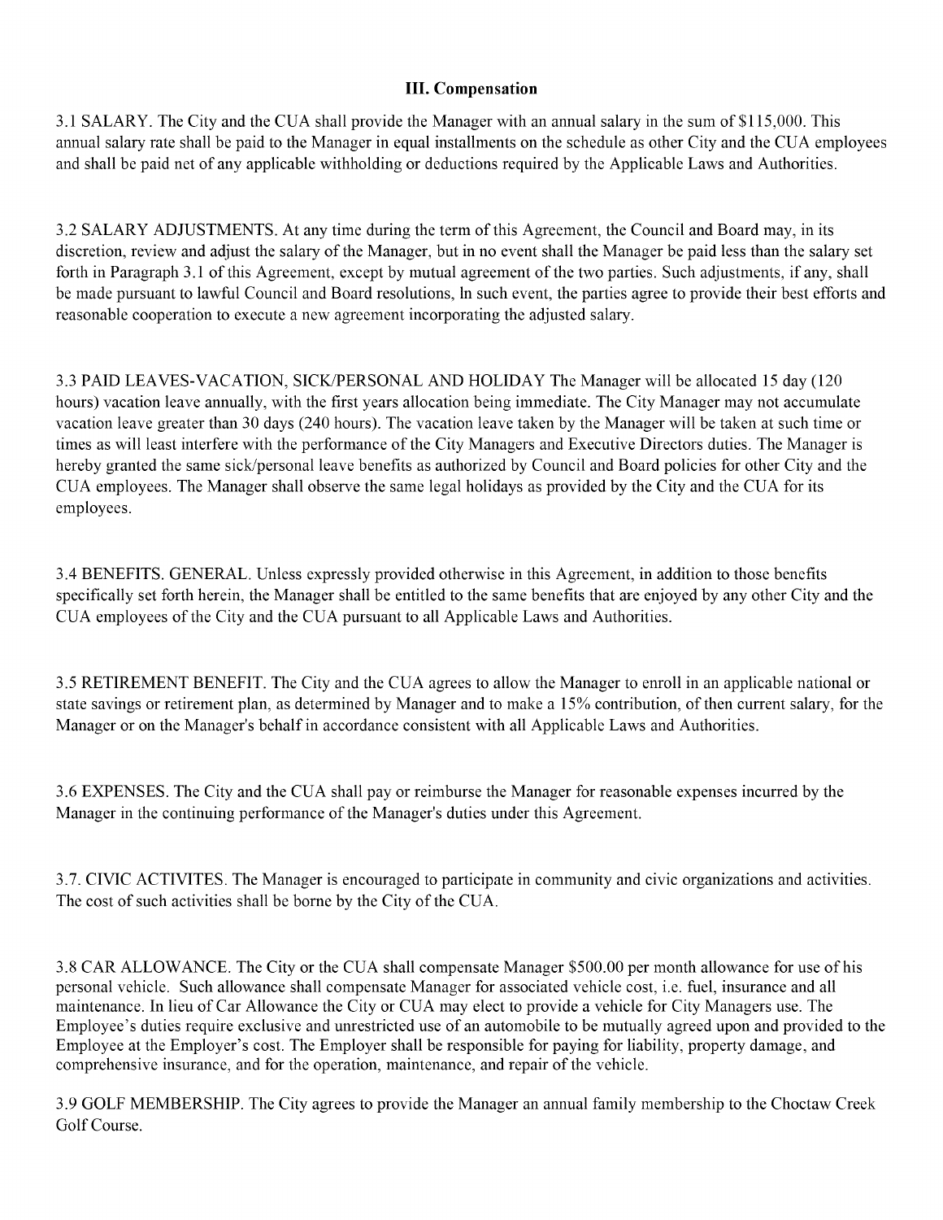## III. Compensation

3.1 SALARY. The City and the CUA shall provide the Manager with an annual salary in the sum of $115,000. This annual salary rate shall be paid to the Manager in equal installments on the schedule as other City and the CUA employees and shall be paid net of any applicable withholding or deductions required by the Applicable Laws and Authorities.

3.2 SALARY ADJUSTMENTS. At any time during the term of this Agreement, the Council and Board may, in its discretion, review and adjust the salary of the Manager, but in no event shall the Manager be paid less than the salary set forth in Paragraph 3.1 of this Agreement, except by mutual agreement of the two parties. Such adjustments, if any, shall be made pursuant to lawful Council and Board resolutions, In such event, the parties agree to provide their best efforts and reasonable cooperation to execute a new agreement incorporating the adjusted salary.

3.3 PAID LEAVES-VACATION, SICK/PERSONAL AND HOLIDAY The Manager will be allocated 15 day (120 hours) vacation leave annually, with the first years allocation being immediate. The City Manager may not accumulate vacation leave greater than 30 days (240 hours). The vacation leave taken by the Manager will be taken at such time or times as will least interfere with the performance of the City Managers and Executive Directors duties. The Manager is hereby granted the same sick/personal leave benefits as authorized by Council and Board policies for other City and the CUA employees. The Manager shall observe the same legal holidays as provided by the City and the CUA for its employees.

3.4 BENEFITS. GENERAL. Unless expressly provided otherwise in this Agreement, in addition to those benefits specifically set forth herein, the Manager shall be entitled to the same benefits that are enjoyed by any other City and the CUA employees of the City and the CUA pursuant to all Applicable Laws and Authorities.

3.5 RETIREMENT BENEFIT. The City and the CUA agrees to allow the Manager to enroll in an applicable national or state savings or retirement plan, as determined by Manager and to make a 15% contribution, of then current salary, for the Manager or on the Manager's behalf in accordance consistent with all Applicable Laws and Authorities.

3.6 EXPENSES. The City and the CUA shall pay or reimburse the Manager for reasonable expenses incurred by the Manager in the continuing performance of the Manager's duties under this Agreement.

3.7. CIVIC ACTIVITES. The Manager is encouraged to participate in community and civic organizations and activities. The cost of such activities shall be borne by the City of the CUA.

3.8 CAR ALLOWANCE. The City or the CUA shall compensate Manager $500.00 per month allowance for use of his personal vehicle. Such allowance shall compensate Manager for associated vehicle cost, i.e. fuel, insurance and all maintenance. In lieu of Car Allowance the City or CUA may elect to provide a vehicle for City Managers use. The Employee's duties require exclusive and unrestricted use of an automobile to be mutually agreed upon and provided to the Employee at the Employer's cost. The Employer shall be responsible for paying for liability, property damage, and comprehensive insurance, and for the operation, maintenance, and repair of the vehicle.

3.9 GOLF MEMBERSHIP. The City agrees to provide the Manager an annual family membership to the Choctaw Creek Golf Course.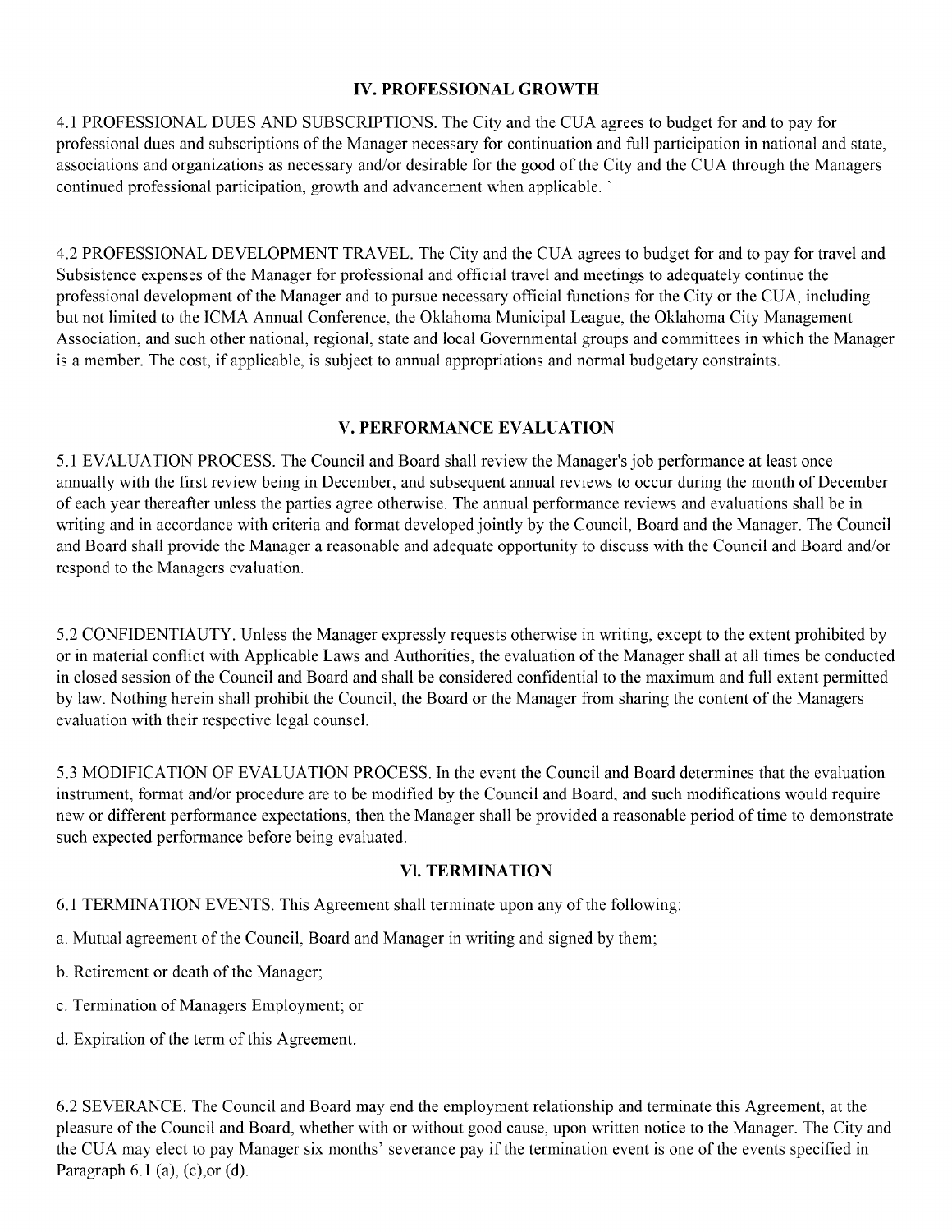## IV. PROFESSIONAL GROWTH

4.1 PROFESSIONAL DUES AND SUBSCRIPTIONS. The City and the CUA agrees to budget for and to pay for professional dues and subscriptions of the Manager necessary for continuation and full participation in national and state, associations and organizations as necessary and/or desirable for the good of the City and the CUA through the Managers continued professional participation, growth and advancement when applicable. `

4.2 PROFESSIONAL DEVELOPMENT TRAVEL. The City and the CUA agrees to budget for and to pay for travel and Subsistence expenses of the Manager for professional and official travel and meetings to adequately continue the professional development of the Manager and to pursue necessary official functions for the City or the CUA, including but not limited to the ICMA Annual Conference, the Oklahoma Municipal League, the Oklahoma City Management Association, and such other national, regional, state and local Governmental groups and committees in which the Manager is a member. The cost, if applicable, is subject to annual appropriations and normal budgetary constraints.

## V. PERFORMANCE EVALUATION

5.1 EVALUATION PROCESS. The Council and Board shall review the Manager's job performance at least once annually with the first review being in December, and subsequent annual reviews to occur during the month of December of each year thereafter unless the parties agree otherwise. The annual performance reviews and evaluations shall be in writing and in accordance with criteria and format developed jointly by the Council, Board and the Manager. The Council and Board shall provide the Manager a reasonable and adequate opportunity to discuss with the Council and Board and/or respond to the Managers evaluation.

5.2 CONFIDENTIAUTY. Unless the Manager expressly requests otherwise in writing, except to the extent prohibited by or in material conflict with Applicable Laws and Authorities, the evaluation of the Manager shall at all times be conducted in closed session of the Council and Board and shall be considered confidential to the maximum and full extent permitted by law. Nothing herein shall prohibit the Council, the Board or the Manager from sharing the content of the Managers evaluation with their respective legal counsel.

5.3 MODIFICATION OF EVALUATION PROCESS. In the event the Council and Board determines that the evaluation instrument, format and/or procedure are to be modified by the Council and Board, and such modifications would require new or different performance expectations, then the Manager shall be provided a reasonable period of time to demonstrate such expected performance before being evaluated.

## VI. TERMINATION

6.1 TERMINATION EVENTS. This Agreement shall terminate upon any of the following:

a. Mutual agreement of the Council, Board and Manager in writing and signed by them;

b. Retirement or death of the Manager;

c. Termination of Managers Employment; or

d. Expiration of the term of this Agreement.

6.2 SEVERANCE. The Council and Board may end the employment relationship and terminate this Agreement, at the pleasure of the Council and Board, whether with or without good cause, upon written notice to the Manager. The City and the CUA may elect to pay Manager six months' severance pay if the termination event is one of the events specified in Paragraph 6.1 (a), (c),or (d).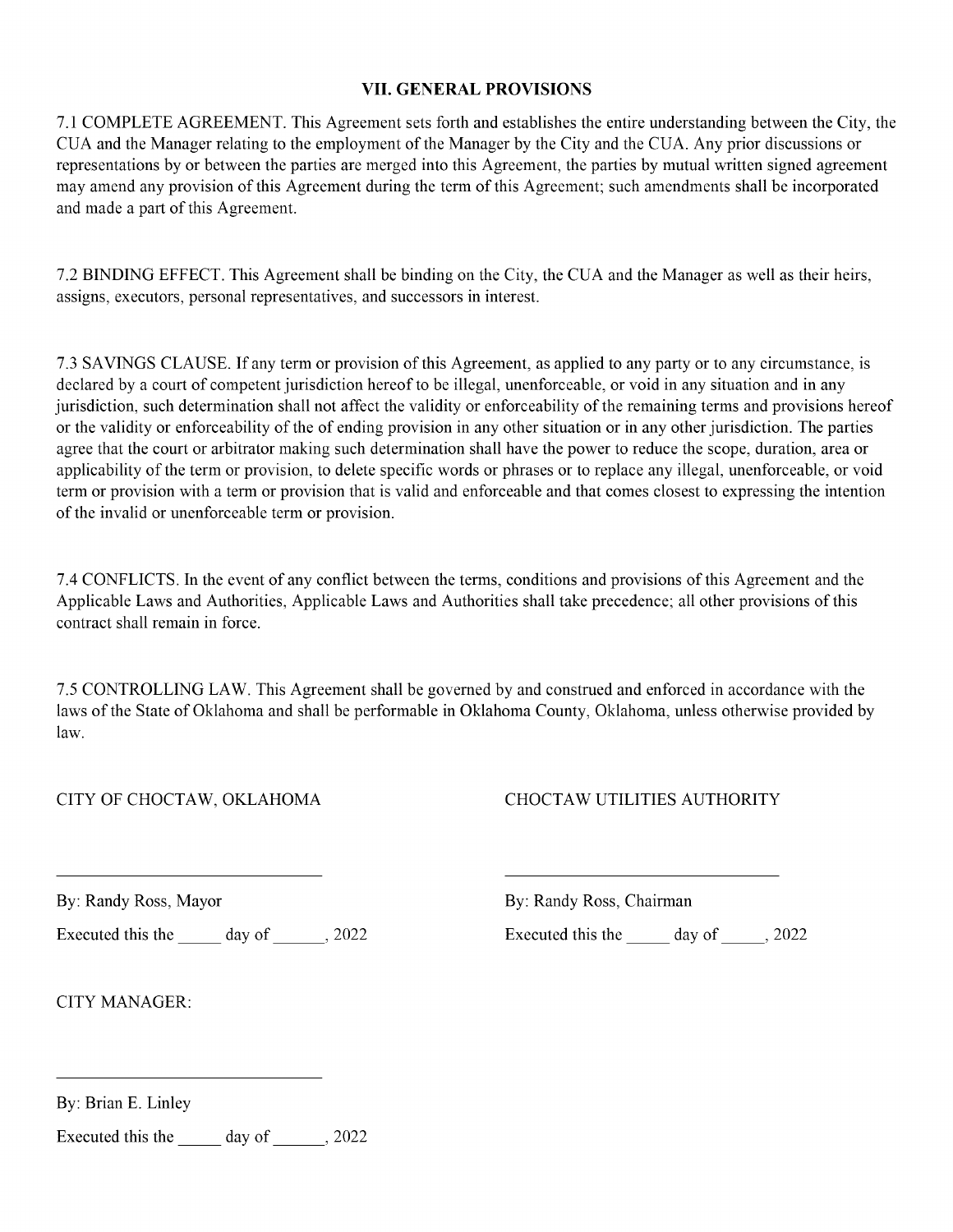## VII. GENERAL PROVISIONS

7.1 COMPLETE AGREEMENT. This Agreement sets forth and establishes the entire understanding between the City, the CUA and the Manager relating to the employment of the Manager by the City and the CUA. Any prior discussions or representations by or between the parties are merged into this Agreement, the parties by mutual written signed agreement may amend any provision of this Agreement during the term of this Agreement; such amendments shall be incorporated and made a part of this Agreement.

7.2 BINDING EFFECT. This Agreement shall be binding on the City, the CUA and the Manager as well as their heirs, assigns, executors, personal representatives, and successors in interest.

7.3 SAVINGS CLAUSE. If any term or provision of this Agreement, as applied to any party or to any circumstance, is declared by a court of competent jurisdiction hereof to be illegal, unenforceable, or void in any situation and in any jurisdiction, such determination shall not affect the validity or enforceability of the remaining terms and provisions hereof or the validity or enforceability of the of ending provision in any other situation or in any other jurisdiction. The parties agree that the court or arbitrator making such determination shall have the power to reduce the scope, duration, area or applicability of the term or provision, to delete specific words or phrases or to replace any illegal, unenforceable, or void term or provision with a term or provision that is valid and enforceable and that comes closest to expressing the intention of the invalid or unenforceable term or provision.

7.4 CONFLICTS. In the event of any conflict between the terms, conditions and provisions of this Agreement and the Applicable Laws and Authorities, Applicable Laws and Authorities shall take precedence; all other provisions of this contract shall remain in force.

7.5 CONTROLLING LAW. This Agreement shall be governed by and construed and enforced in accordance with the laws of the State of Oklahoma and shall be performable in Oklahoma County, Oklahoma, unless otherwise provided by law.

CITY OF CHOCTAW, OKLAHOMA

______________________________

By: Randy Ross, Mayor

Executed this the _____ day of ______, 2022

CHOCTAW UTILITIES AUTHORITY

______________________________

By: Randy Ross, Chairman

Executed this the _____ day of _____, 2022

CITY MANAGER:

______________________________

By: Brian E. Linley

Executed this the _____ day of ______, 2022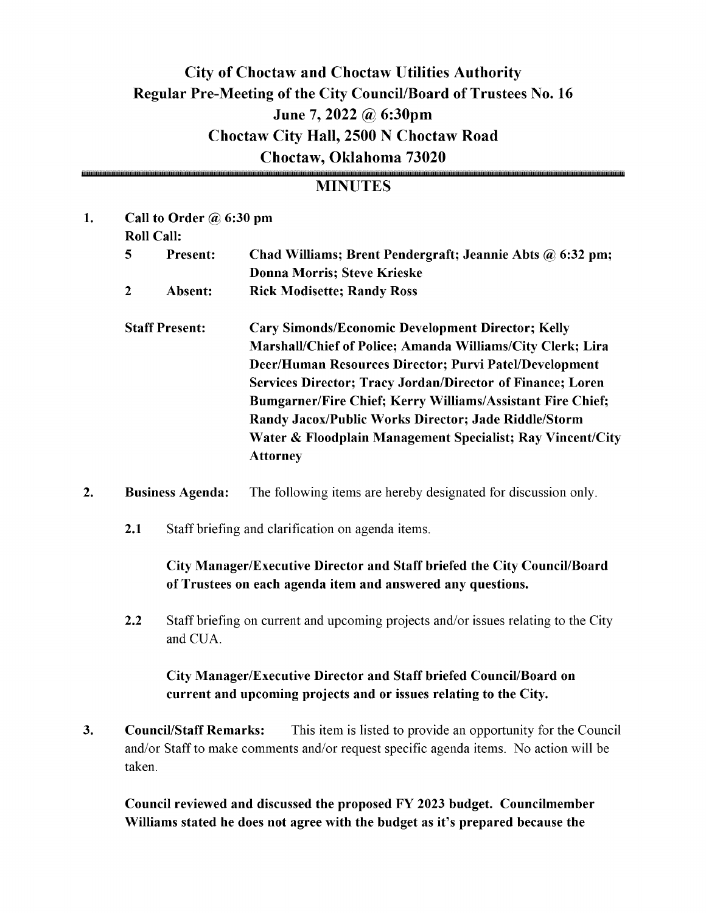# City of Choctaw and Choctaw Utilities Authority

## Regular Pre-Meeting of the City Council/Board of Trustees No. 16

## June 7, 2022 @ 6:30pm

## Choctaw City Hall, 2500 N Choctaw Road

## Choctaw, Oklahoma 73020

---

## MINUTES

1. **Call to Order @ 6:30 pm**

   **Roll Call:**

   | | | |
   |---|---|---|
   | **5** | **Present:** | **Chad Williams; Brent Pendergraft; Jeannie Abts @ 6:32 pm; Donna Morris; Steve Krieske** |
   | **2** | **Absent:** | **Rick Modisette; Randy Ross** |

   **Staff Present:** **Cary Simonds/Economic Development Director; Kelly Marshall/Chief of Police; Amanda Williams/City Clerk; Lira Deer/Human Resources Director; Purvi Patel/Development Services Director; Tracy Jordan/Director of Finance; Loren Bumgarner/Fire Chief; Kerry Williams/Assistant Fire Chief; Randy Jacox/Public Works Director; Jade Riddle/Storm Water & Floodplain Management Specialist; Ray Vincent/City Attorney**

2. **Business Agenda:** The following items are hereby designated for discussion only.

   **2.1** Staff briefing and clarification on agenda items.

   **City Manager/Executive Director and Staff briefed the City Council/Board of Trustees on each agenda item and answered any questions.**

   **2.2** Staff briefing on current and upcoming projects and/or issues relating to the City and CUA.

   **City Manager/Executive Director and Staff briefed Council/Board on current and upcoming projects and or issues relating to the City.**

3. **Council/Staff Remarks:** This item is listed to provide an opportunity for the Council and/or Staff to make comments and/or request specific agenda items. No action will be taken.

   **Council reviewed and discussed the proposed FY 2023 budget. Councilmember Williams stated he does not agree with the budget as it's prepared because the**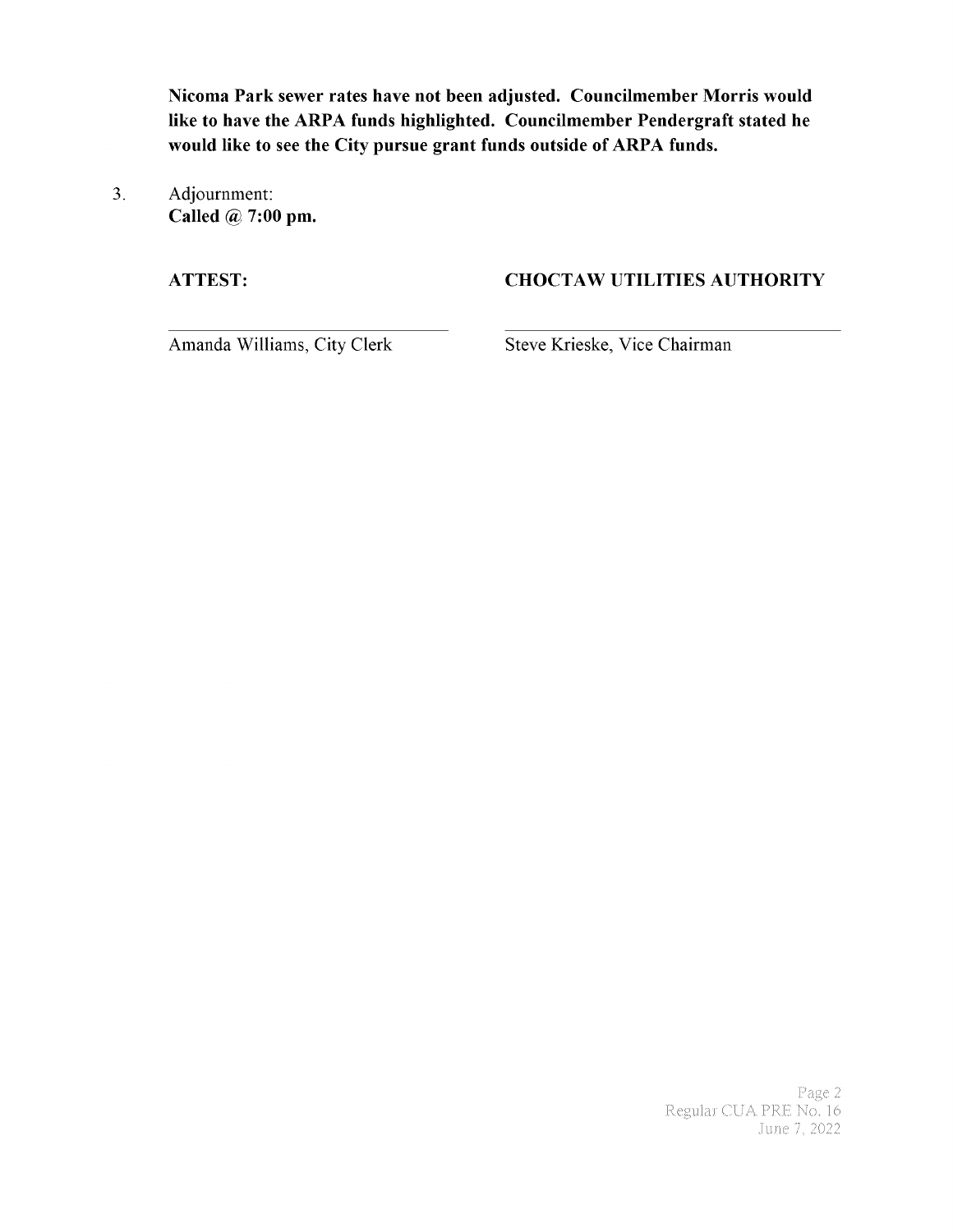**Nicoma Park sewer rates have not been adjusted. Councilmember Morris would like to have the ARPA funds highlighted. Councilmember Pendergraft stated he would like to see the City pursue grant funds outside of ARPA funds.**

3. Adjournment:
   **Called @ 7:00 pm.**

| **ATTEST:** | **CHOCTAW UTILITIES AUTHORITY** |
| --- | --- |
| ______________________________ | ______________________________ |
| Amanda Williams, City Clerk | Steve Krieske, Vice Chairman |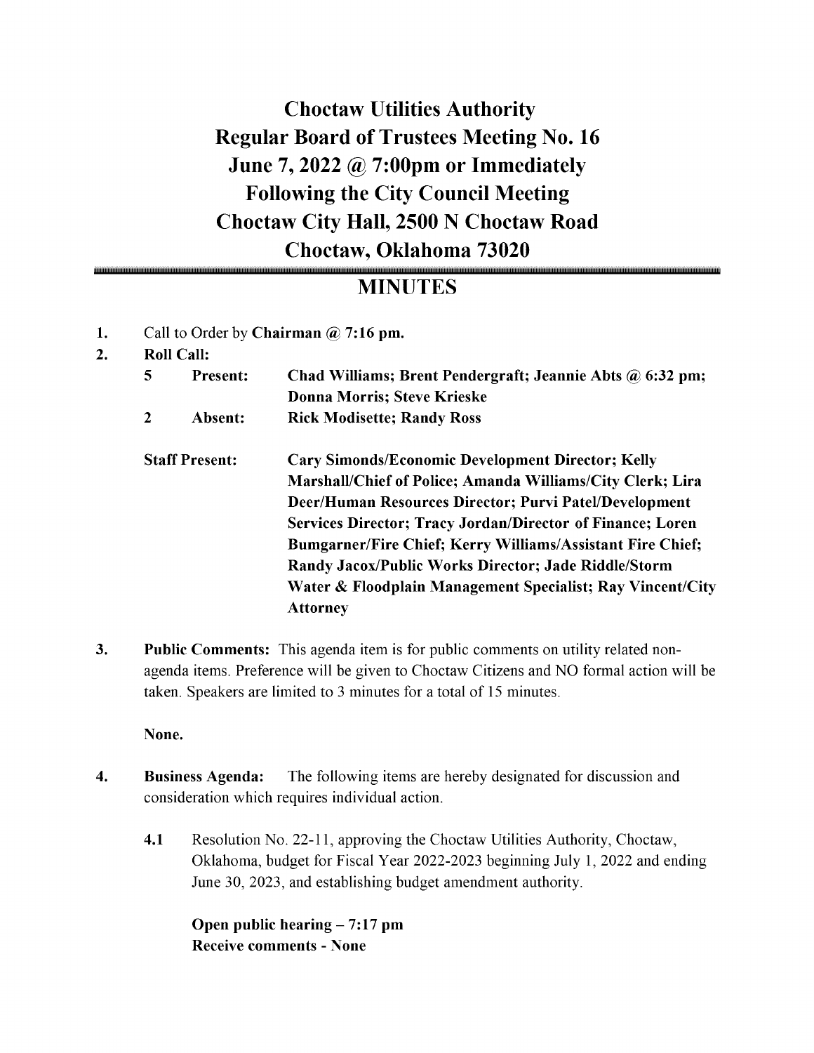# Choctaw Utilities Authority
# Regular Board of Trustees Meeting No. 16
# June 7, 2022 @ 7:00pm or Immediately Following the City Council Meeting
# Choctaw City Hall, 2500 N Choctaw Road
# Choctaw, Oklahoma 73020

## MINUTES

1. Call to Order by **Chairman @ 7:16 pm.**
2. **Roll Call:**

| | | |
|---|---|---|
| **5** | **Present:** | **Chad Williams; Brent Pendergraft; Jeannie Abts @ 6:32 pm; Donna Morris; Steve Krieske** |
| **2** | **Absent:** | **Rick Modisette; Randy Ross** |

**Staff Present:** **Cary Simonds/Economic Development Director; Kelly Marshall/Chief of Police; Amanda Williams/City Clerk; Lira Deer/Human Resources Director; Purvi Patel/Development Services Director; Tracy Jordan/Director of Finance; Loren Bumgarner/Fire Chief; Kerry Williams/Assistant Fire Chief; Randy Jacox/Public Works Director; Jade Riddle/Storm Water & Floodplain Management Specialist; Ray Vincent/City Attorney**

3. **Public Comments:** This agenda item is for public comments on utility related non-agenda items. Preference will be given to Choctaw Citizens and NO formal action will be taken. Speakers are limited to 3 minutes for a total of 15 minutes.

   **None.**

4. **Business Agenda:** The following items are hereby designated for discussion and consideration which requires individual action.

   **4.1** Resolution No. 22-11, approving the Choctaw Utilities Authority, Choctaw, Oklahoma, budget for Fiscal Year 2022-2023 beginning July 1, 2022 and ending June 30, 2023, and establishing budget amendment authority.

   **Open public hearing – 7:17 pm**
   **Receive comments - None**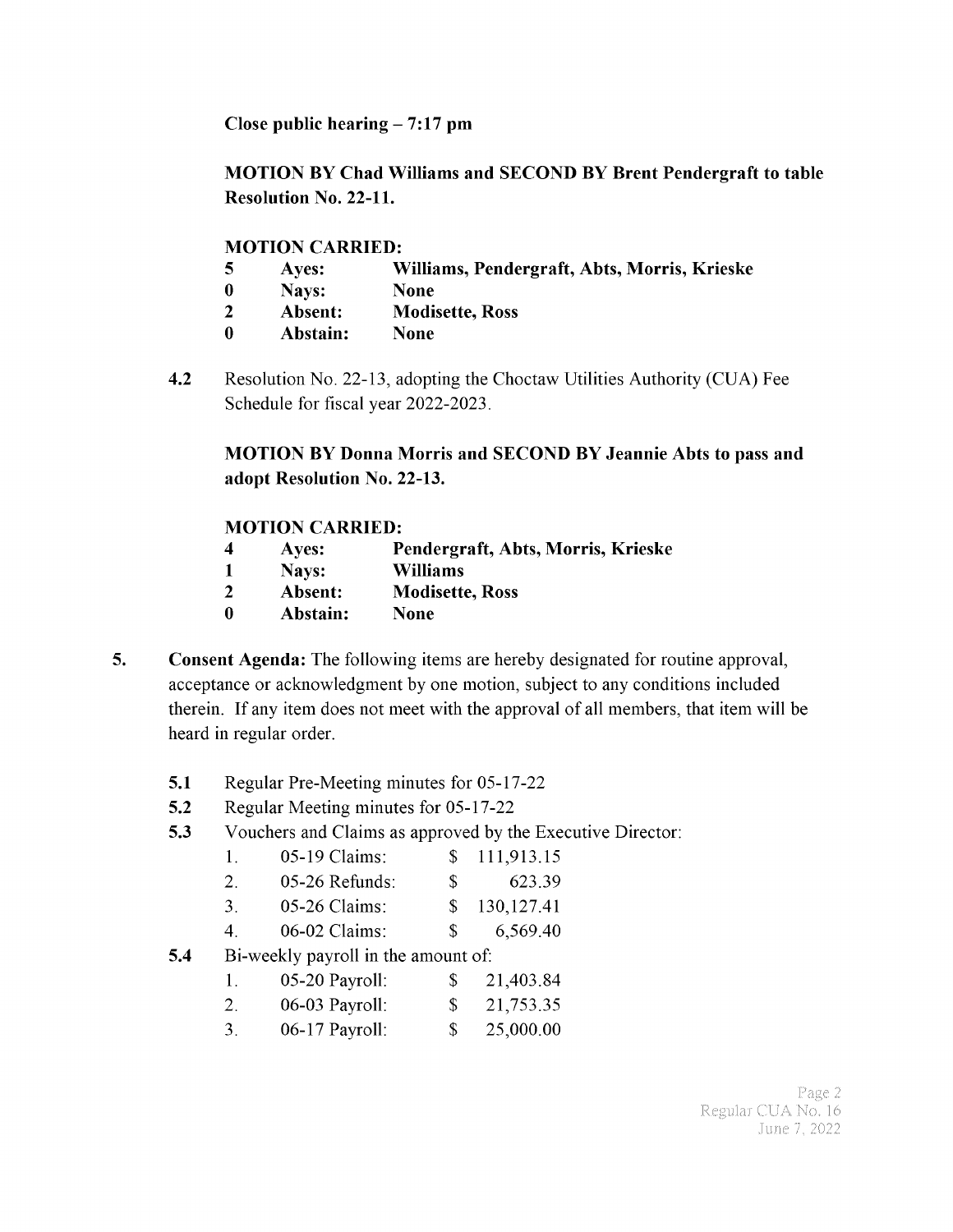**Close public hearing – 7:17 pm**

**MOTION BY Chad Williams and SECOND BY Brent Pendergraft to table Resolution No. 22-11.**

**MOTION CARRIED:**

| | | |
|---|---|---|
| **5** | **Ayes:** | **Williams, Pendergraft, Abts, Morris, Krieske** |
| **0** | **Nays:** | **None** |
| **2** | **Absent:** | **Modisette, Ross** |
| **0** | **Abstain:** | **None** |

**4.2** Resolution No. 22-13, adopting the Choctaw Utilities Authority (CUA) Fee Schedule for fiscal year 2022-2023.

**MOTION BY Donna Morris and SECOND BY Jeannie Abts to pass and adopt Resolution No. 22-13.**

**MOTION CARRIED:**

| | | |
|---|---|---|
| **4** | **Ayes:** | **Pendergraft, Abts, Morris, Krieske** |
| **1** | **Nays:** | **Williams** |
| **2** | **Absent:** | **Modisette, Ross** |
| **0** | **Abstain:** | **None** |

**5. Consent Agenda:** The following items are hereby designated for routine approval, acceptance or acknowledgment by one motion, subject to any conditions included therein. If any item does not meet with the approval of all members, that item will be heard in regular order.

**5.1** Regular Pre-Meeting minutes for 05-17-22

**5.2** Regular Meeting minutes for 05-17-22

**5.3** Vouchers and Claims as approved by the Executive Director:

1. 05-19 Claims: $ 111,913.15
2. 05-26 Refunds: $ 623.39
3. 05-26 Claims: $ 130,127.41
4. 06-02 Claims: $ 6,569.40

**5.4** Bi-weekly payroll in the amount of:

1. 05-20 Payroll: $ 21,403.84
2. 06-03 Payroll: $ 21,753.35
3. 06-17 Payroll: $ 25,000.00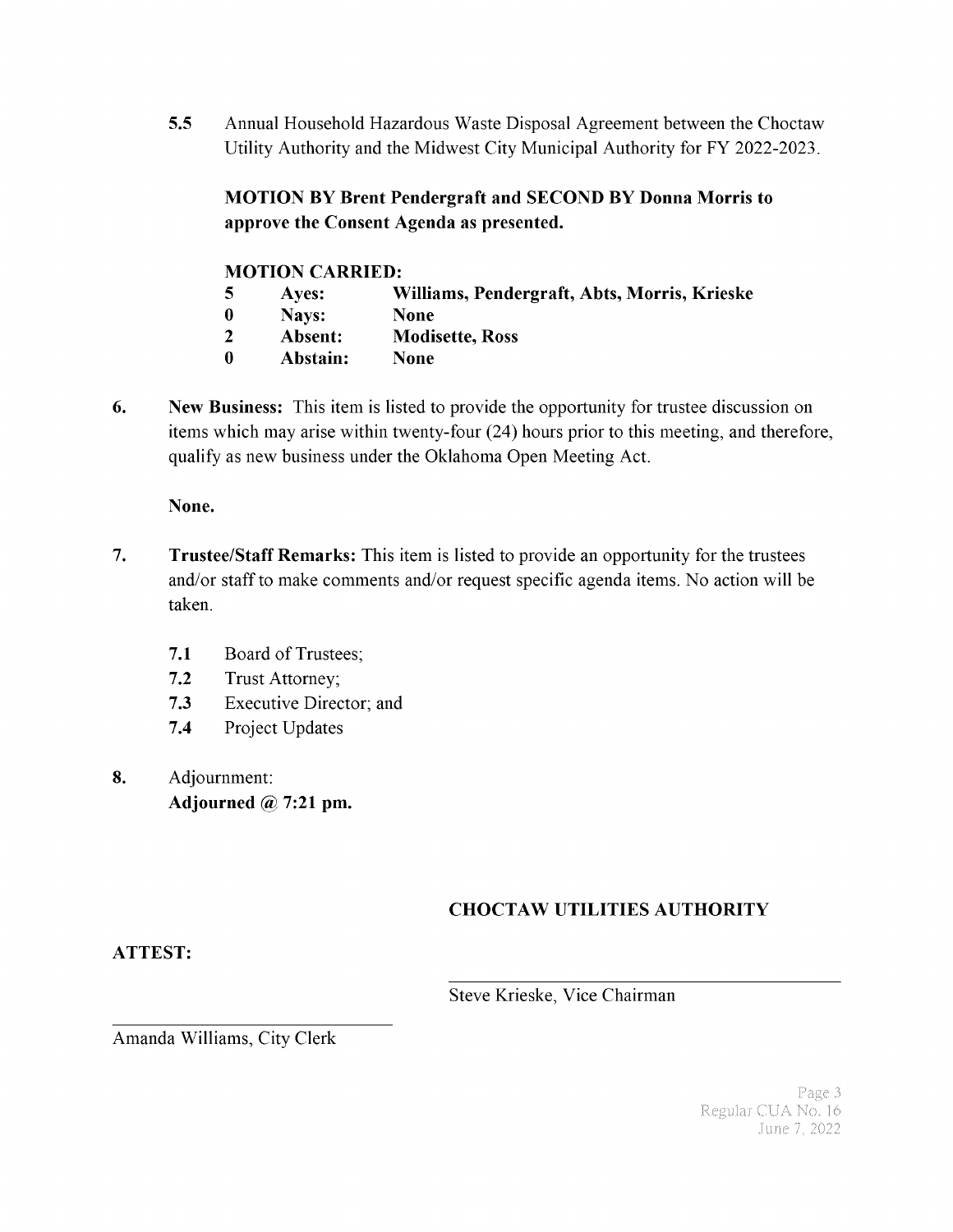**5.5** Annual Household Hazardous Waste Disposal Agreement between the Choctaw Utility Authority and the Midwest City Municipal Authority for FY 2022-2023.

**MOTION BY Brent Pendergraft and SECOND BY Donna Morris to approve the Consent Agenda as presented.**

**MOTION CARRIED:**

| | | |
|---|---|---|
| **5** | **Ayes:** | **Williams, Pendergraft, Abts, Morris, Krieske** |
| **0** | **Nays:** | **None** |
| **2** | **Absent:** | **Modisette, Ross** |
| **0** | **Abstain:** | **None** |

**6.** **New Business:** This item is listed to provide the opportunity for trustee discussion on items which may arise within twenty-four (24) hours prior to this meeting, and therefore, qualify as new business under the Oklahoma Open Meeting Act.

**None.**

**7.** **Trustee/Staff Remarks:** This item is listed to provide an opportunity for the trustees and/or staff to make comments and/or request specific agenda items. No action will be taken.

- **7.1** Board of Trustees;
- **7.2** Trust Attorney;
- **7.3** Executive Director; and
- **7.4** Project Updates

**8.** Adjournment:
**Adjourned @ 7:21 pm.**

**CHOCTAW UTILITIES AUTHORITY**

**ATTEST:**

_________________________________
Steve Krieske, Vice Chairman

_________________________________
Amanda Williams, City Clerk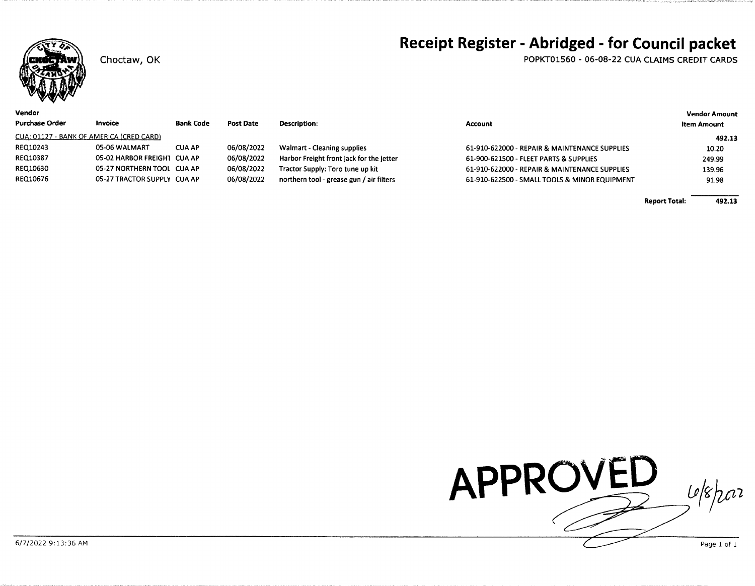Choctaw, OK

# Receipt Register - Abridged - for Council packet

POPKT01560 - 06-08-22 CUA CLAIMS CREDIT CARDS

| Vendor<br>Purchase Order | Invoice | Bank Code | Post Date | Description: | Account | Vendor Amount<br>Item Amount |
|---|---|---|---|---|---|---|
| CUA: 01127 - BANK OF AMERICA (CRED CARD) | | | | | | 492.13 |
| REQ10243 | 05-06 WALMART | CUA AP | 06/08/2022 | Walmart - Cleaning supplies | 61-910-622000 - REPAIR & MAINTENANCE SUPPLIES | 10.20 |
| REQ10387 | 05-02 HARBOR FREIGHT | CUA AP | 06/08/2022 | Harbor Freight front jack for the jetter | 61-900-621500 - FLEET PARTS & SUPPLIES | 249.99 |
| REQ10630 | 05-27 NORTHERN TOOL | CUA AP | 06/08/2022 | Tractor Supply: Toro tune up kit | 61-910-622000 - REPAIR & MAINTENANCE SUPPLIES | 139.96 |
| REQ10676 | 05-27 TRACTOR SUPPLY | CUA AP | 06/08/2022 | northern tool - grease gun / air filters | 61-910-622500 - SMALL TOOLS & MINOR EQUIPMENT | 91.98 |
| | | | | | **Report Total:** | **492.13** |

APPROVED 6/8/2022

6/7/2022 9:13:36 AM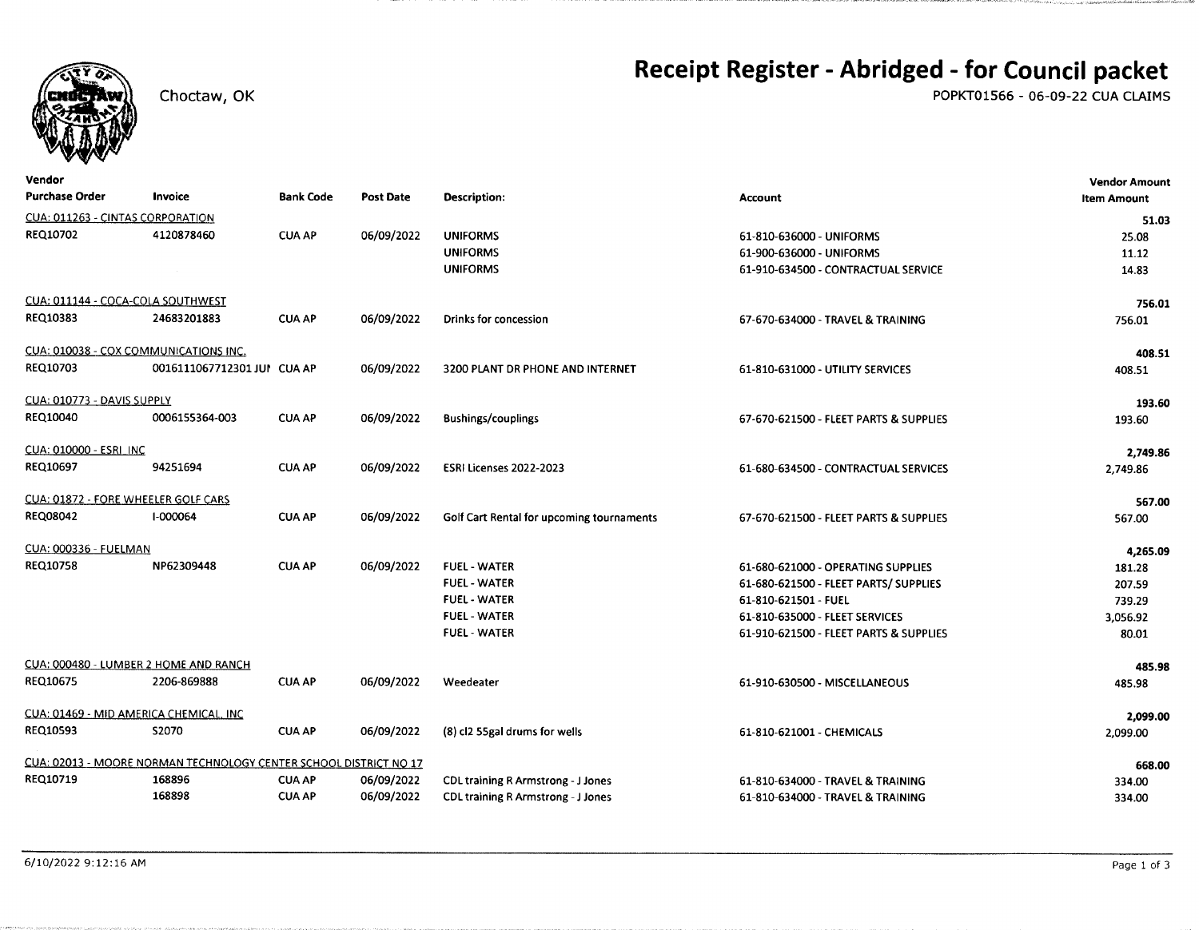# Receipt Register - Abridged - for Council packet

Choctaw, OK

POPKT01566 - 06-09-22 CUA CLAIMS

| Vendor<br>Purchase Order | Invoice | Bank Code | Post Date | Description: | Account | Vendor Amount<br>Item Amount |
|---|---|---|---|---|---|---|
| CUA: 011263 - CINTAS CORPORATION | | | | | | 51.03 |
| REQ10702 | 4120878460 | CUA AP | 06/09/2022 | UNIFORMS | 61-810-636000 - UNIFORMS | 25.08 |
| | | | | UNIFORMS | 61-900-636000 - UNIFORMS | 11.12 |
| | | | | UNIFORMS | 61-910-634500 - CONTRACTUAL SERVICE | 14.83 |
| CUA: 011144 - COCA-COLA SOUTHWEST | | | | | | 756.01 |
| REQ10383 | 24683201883 | CUA AP | 06/09/2022 | Drinks for concession | 67-670-634000 - TRAVEL & TRAINING | 756.01 |
| CUA: 010038 - COX COMMUNICATIONS INC. | | | | | | 408.51 |
| REQ10703 | 0016111067712301 JUI | CUA AP | 06/09/2022 | 3200 PLANT DR PHONE AND INTERNET | 61-810-631000 - UTILITY SERVICES | 408.51 |
| CUA: 010773 - DAVIS SUPPLY | | | | | | 193.60 |
| REQ10040 | 0006155364-003 | CUA AP | 06/09/2022 | Bushings/couplings | 67-670-621500 - FLEET PARTS & SUPPLIES | 193.60 |
| CUA: 010000 - ESRI INC | | | | | | 2,749.86 |
| REQ10697 | 94251694 | CUA AP | 06/09/2022 | ESRI Licenses 2022-2023 | 61-680-634500 - CONTRACTUAL SERVICES | 2,749.86 |
| CUA: 01872 - FORE WHEELER GOLF CARS | | | | | | 567.00 |
| REQ08042 | I-000064 | CUA AP | 06/09/2022 | Golf Cart Rental for upcoming tournaments | 67-670-621500 - FLEET PARTS & SUPPLIES | 567.00 |
| CUA: 000336 - FUELMAN | | | | | | 4,265.09 |
| REQ10758 | NP62309448 | CUA AP | 06/09/2022 | FUEL - WATER | 61-680-621000 - OPERATING SUPPLIES | 181.28 |
| | | | | FUEL - WATER | 61-680-621500 - FLEET PARTS/ SUPPLIES | 207.59 |
| | | | | FUEL - WATER | 61-810-621501 - FUEL | 739.29 |
| | | | | FUEL - WATER | 61-810-635000 - FLEET SERVICES | 3,056.92 |
| | | | | FUEL - WATER | 61-910-621500 - FLEET PARTS & SUPPLIES | 80.01 |
| CUA: 000480 - LUMBER 2 HOME AND RANCH | | | | | | 485.98 |
| REQ10675 | 2206-869888 | CUA AP | 06/09/2022 | Weedeater | 61-910-630500 - MISCELLANEOUS | 485.98 |
| CUA: 01469 - MID AMERICA CHEMICAL, INC | | | | | | 2,099.00 |
| REQ10593 | 52070 | CUA AP | 06/09/2022 | (8) cl2 55gal drums for wells | 61-810-621001 - CHEMICALS | 2,099.00 |
| CUA: 02013 - MOORE NORMAN TECHNOLOGY CENTER SCHOOL DISTRICT NO 17 | | | | | | 668.00 |
| REQ10719 | 168896 | CUA AP | 06/09/2022 | CDL training R Armstrong - J Jones | 61-810-634000 - TRAVEL & TRAINING | 334.00 |
| | 168898 | CUA AP | 06/09/2022 | CDL training R Armstrong - J Jones | 61-810-634000 - TRAVEL & TRAINING | 334.00 |

6/10/2022 9:12:16 AM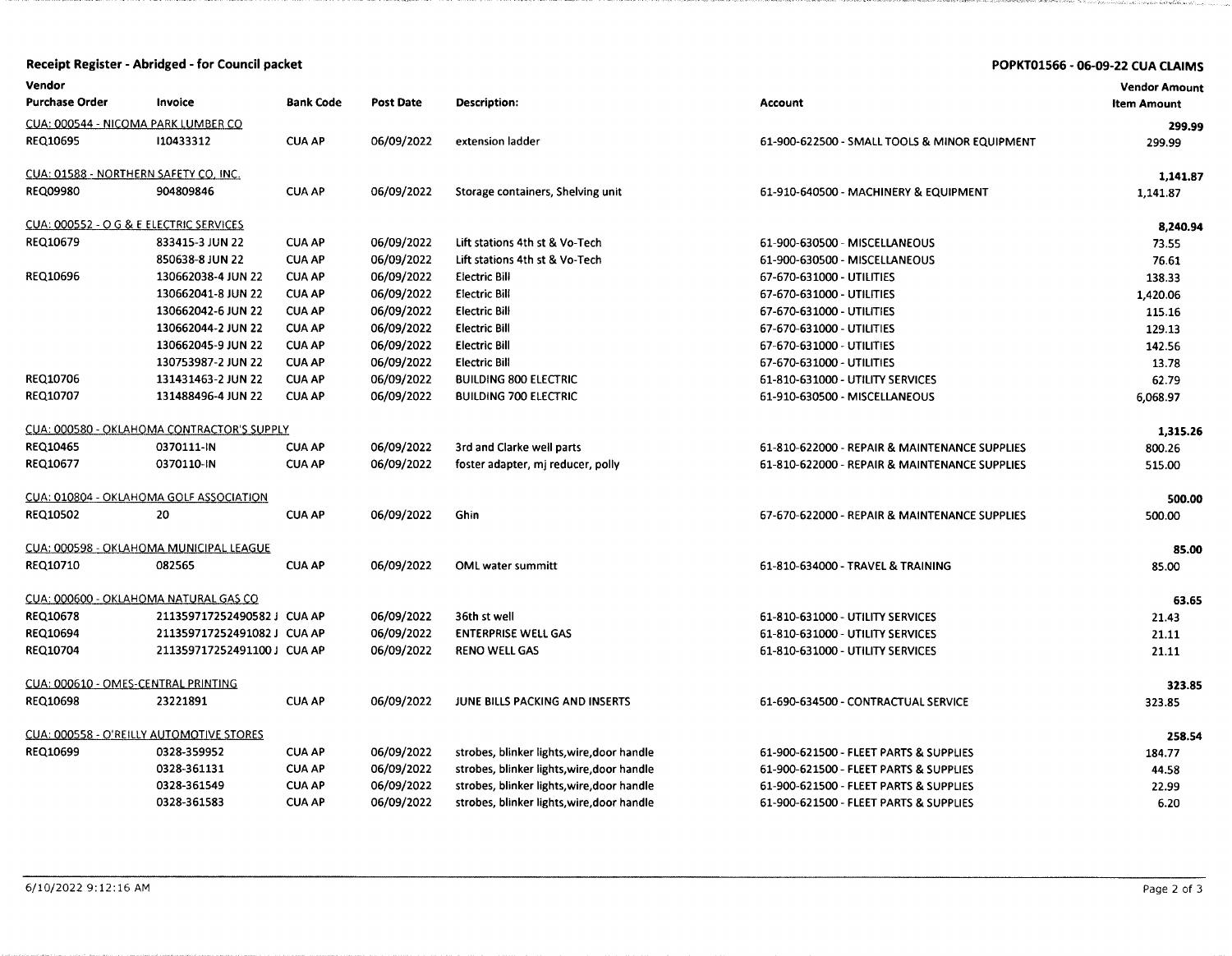# Receipt Register - Abridged - for Council packet

**POPKT01566 - 06-09-22 CUA CLAIMS**

| Vendor / Purchase Order | Invoice | Bank Code | Post Date | Description: | Account | Vendor Amount / Item Amount |
|---|---|---|---|---|---|---|
| CUA: 000544 - NICOMA PARK LUMBER CO | | | | | | 299.99 |
| REQ10695 | I10433312 | CUA AP | 06/09/2022 | extension ladder | 61-900-622500 - SMALL TOOLS & MINOR EQUIPMENT | 299.99 |
| CUA: 01588 - NORTHERN SAFETY CO, INC. | | | | | | 1,141.87 |
| REQ09980 | 904809846 | CUA AP | 06/09/2022 | Storage containers, Shelving unit | 61-910-640500 - MACHINERY & EQUIPMENT | 1,141.87 |
| CUA: 000552 - O G & E ELECTRIC SERVICES | | | | | | 8,240.94 |
| REQ10679 | 833415-3 JUN 22 | CUA AP | 06/09/2022 | Lift stations 4th st & Vo-Tech | 61-900-630500 - MISCELLANEOUS | 73.55 |
| | 850638-8 JUN 22 | CUA AP | 06/09/2022 | Lift stations 4th st & Vo-Tech | 61-900-630500 - MISCELLANEOUS | 76.61 |
| REQ10696 | 130662038-4 JUN 22 | CUA AP | 06/09/2022 | Electric Bill | 67-670-631000 - UTILITIES | 138.33 |
| | 130662041-8 JUN 22 | CUA AP | 06/09/2022 | Electric Bill | 67-670-631000 - UTILITIES | 1,420.06 |
| | 130662042-6 JUN 22 | CUA AP | 06/09/2022 | Electric Bill | 67-670-631000 - UTILITIES | 115.16 |
| | 130662044-2 JUN 22 | CUA AP | 06/09/2022 | Electric Bill | 67-670-631000 - UTILITIES | 129.13 |
| | 130662045-9 JUN 22 | CUA AP | 06/09/2022 | Electric Bill | 67-670-631000 - UTILITIES | 142.56 |
| | 130753987-2 JUN 22 | CUA AP | 06/09/2022 | Electric Bill | 67-670-631000 - UTILITIES | 13.78 |
| REQ10706 | 131431463-2 JUN 22 | CUA AP | 06/09/2022 | BUILDING 800 ELECTRIC | 61-810-631000 - UTILITY SERVICES | 62.79 |
| REQ10707 | 131488496-4 JUN 22 | CUA AP | 06/09/2022 | BUILDING 700 ELECTRIC | 61-910-630500 - MISCELLANEOUS | 6,068.97 |
| CUA: 000580 - OKLAHOMA CONTRACTOR'S SUPPLY | | | | | | 1,315.26 |
| REQ10465 | 0370111-IN | CUA AP | 06/09/2022 | 3rd and Clarke well parts | 61-810-622000 - REPAIR & MAINTENANCE SUPPLIES | 800.26 |
| REQ10677 | 0370110-IN | CUA AP | 06/09/2022 | foster adapter, mj reducer, polly | 61-810-622000 - REPAIR & MAINTENANCE SUPPLIES | 515.00 |
| CUA: 010804 - OKLAHOMA GOLF ASSOCIATION | | | | | | 500.00 |
| REQ10502 | 20 | CUA AP | 06/09/2022 | Ghin | 67-670-622000 - REPAIR & MAINTENANCE SUPPLIES | 500.00 |
| CUA: 000598 - OKLAHOMA MUNICIPAL LEAGUE | | | | | | 85.00 |
| REQ10710 | 082565 | CUA AP | 06/09/2022 | OML water summitt | 61-810-634000 - TRAVEL & TRAINING | 85.00 |
| CUA: 000600 - OKLAHOMA NATURAL GAS CO | | | | | | 63.65 |
| REQ10678 | 211359717252490582 J | CUA AP | 06/09/2022 | 36th st well | 61-810-631000 - UTILITY SERVICES | 21.43 |
| REQ10694 | 211359717252491082 J | CUA AP | 06/09/2022 | ENTERPRISE WELL GAS | 61-810-631000 - UTILITY SERVICES | 21.11 |
| REQ10704 | 211359717252491100 J | CUA AP | 06/09/2022 | RENO WELL GAS | 61-810-631000 - UTILITY SERVICES | 21.11 |
| CUA: 000610 - OMES-CENTRAL PRINTING | | | | | | 323.85 |
| REQ10698 | 23221891 | CUA AP | 06/09/2022 | JUNE BILLS PACKING AND INSERTS | 61-690-634500 - CONTRACTUAL SERVICE | 323.85 |
| CUA: 000558 - O'REILLY AUTOMOTIVE STORES | | | | | | 258.54 |
| REQ10699 | 0328-359952 | CUA AP | 06/09/2022 | strobes, blinker lights,wire,door handle | 61-900-621500 - FLEET PARTS & SUPPLIES | 184.77 |
| | 0328-361131 | CUA AP | 06/09/2022 | strobes, blinker lights,wire,door handle | 61-900-621500 - FLEET PARTS & SUPPLIES | 44.58 |
| | 0328-361549 | CUA AP | 06/09/2022 | strobes, blinker lights,wire,door handle | 61-900-621500 - FLEET PARTS & SUPPLIES | 22.99 |
| | 0328-361583 | CUA AP | 06/09/2022 | strobes, blinker lights,wire,door handle | 61-900-621500 - FLEET PARTS & SUPPLIES | 6.20 |

6/10/2022 9:12:16 AM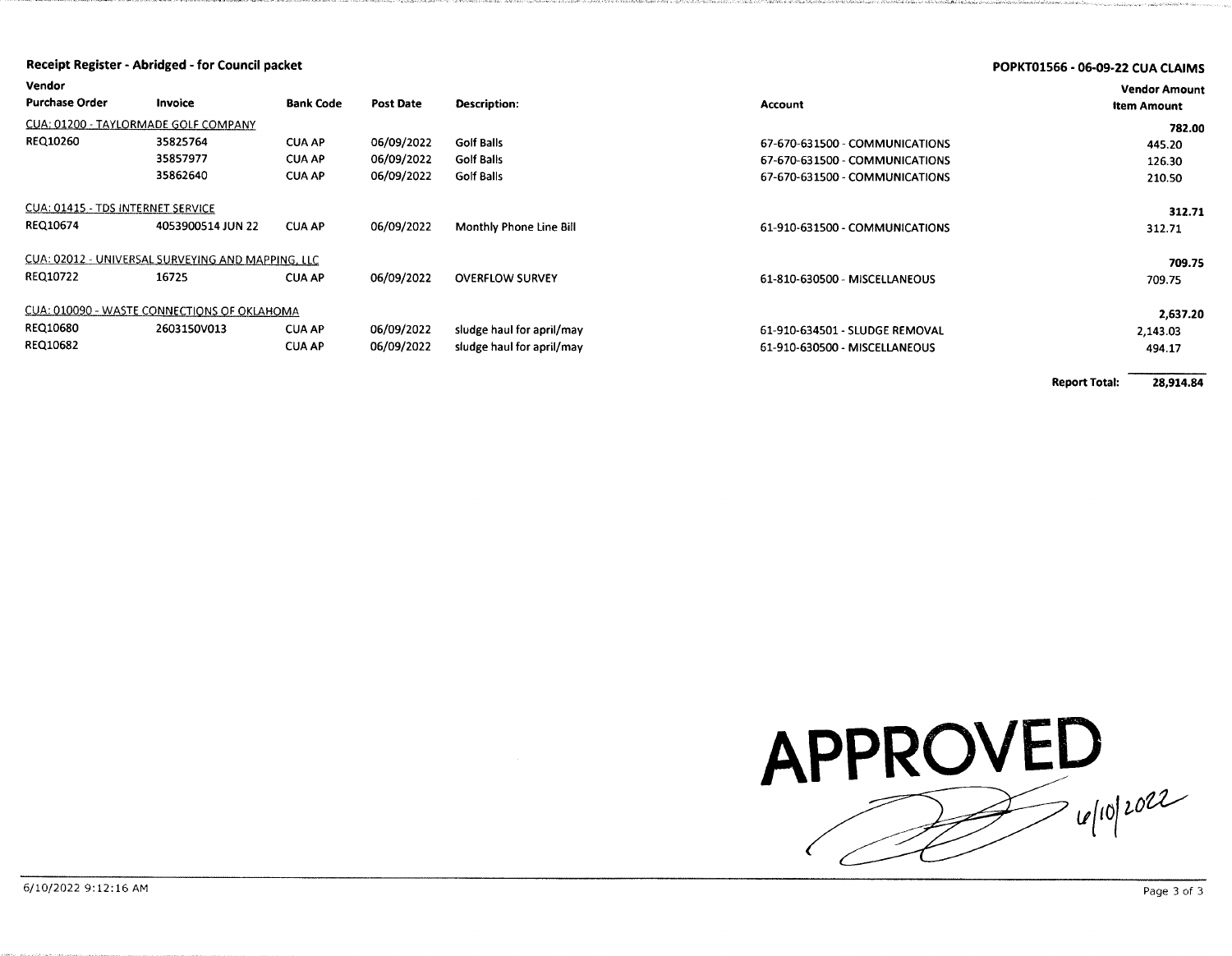**Receipt Register - Abridged - for Council packet**

**POPKT01566 - 06-09-22 CUA CLAIMS**

| Vendor / Purchase Order | Invoice | Bank Code | Post Date | Description: | Account | Vendor Amount / Item Amount |
|---|---|---|---|---|---|---|
| CUA: 01200 - TAYLORMADE GOLF COMPANY | | | | | | **782.00** |
| REQ10260 | 35825764 | CUA AP | 06/09/2022 | Golf Balls | 67-670-631500 - COMMUNICATIONS | 445.20 |
| | 35857977 | CUA AP | 06/09/2022 | Golf Balls | 67-670-631500 - COMMUNICATIONS | 126.30 |
| | 35862640 | CUA AP | 06/09/2022 | Golf Balls | 67-670-631500 - COMMUNICATIONS | 210.50 |
| CUA: 01415 - TDS INTERNET SERVICE | | | | | | **312.71** |
| REQ10674 | 4053900514 JUN 22 | CUA AP | 06/09/2022 | Monthly Phone Line Bill | 61-910-631500 - COMMUNICATIONS | 312.71 |
| CUA: 02012 - UNIVERSAL SURVEYING AND MAPPING, LLC | | | | | | **709.75** |
| REQ10722 | 16725 | CUA AP | 06/09/2022 | OVERFLOW SURVEY | 61-810-630500 - MISCELLANEOUS | 709.75 |
| CUA: 010090 - WASTE CONNECTIONS OF OKLAHOMA | | | | | | **2,637.20** |
| REQ10680 | 2603150V013 | CUA AP | 06/09/2022 | sludge haul for april/may | 61-910-634501 - SLUDGE REMOVAL | 2,143.03 |
| REQ10682 | | CUA AP | 06/09/2022 | sludge haul for april/may | 61-910-630500 - MISCELLANEOUS | 494.17 |

**Report Total:** **28,914.84**

**APPROVED** 6/10/2022

6/10/2022 9:12:16 AM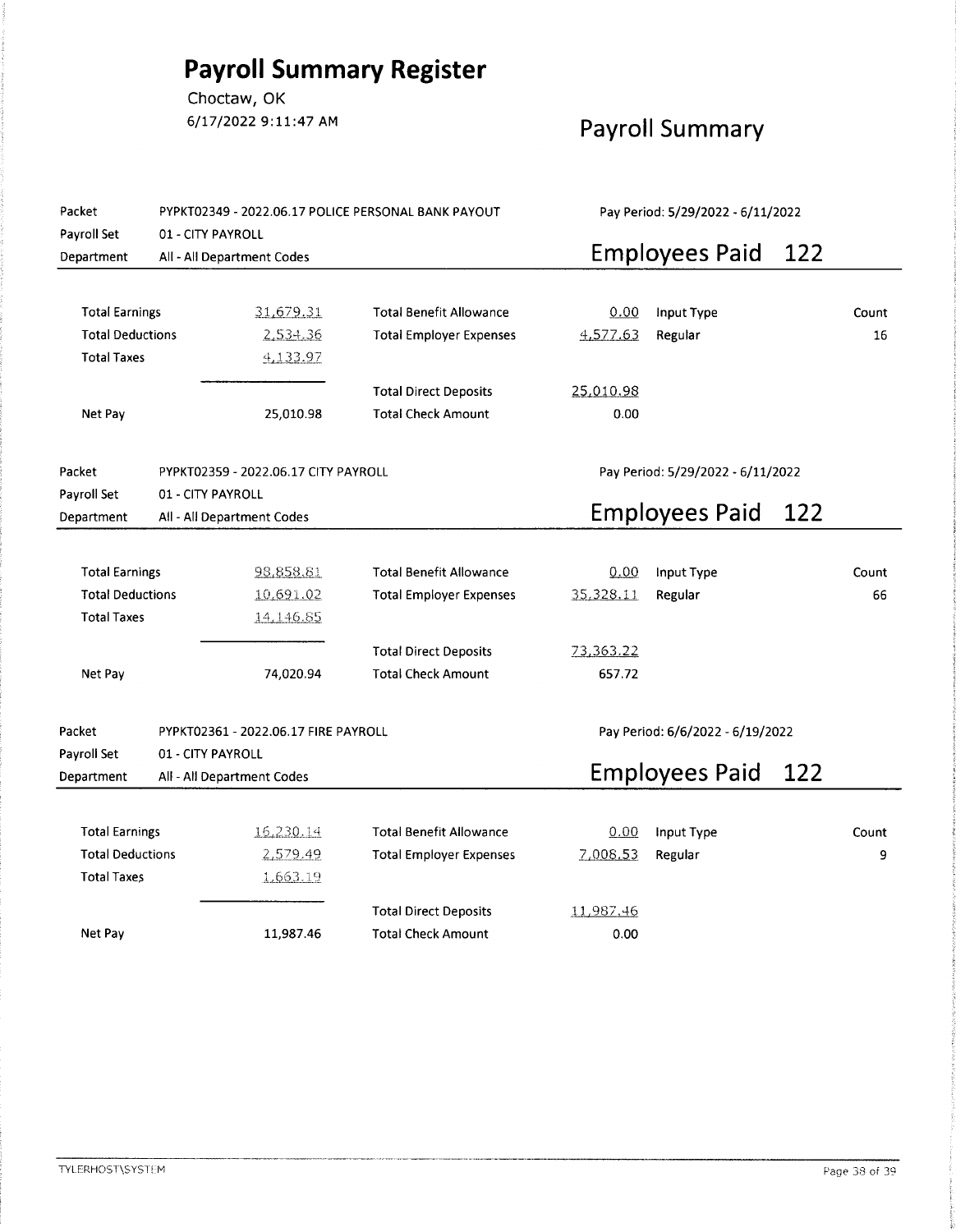# Payroll Summary Register

Choctaw, OK

6/17/2022 9:11:47 AM

## Payroll Summary

Packet: PYPKT02349 - 2022.06.17 POLICE PERSONAL BANK PAYOUT

Payroll Set: 01 - CITY PAYROLL

Department: All - All Department Codes

Pay Period: 5/29/2022 - 6/11/2022

**Employees Paid 122**

| | | | | Input Type | Count |
|---|---|---|---|---|---|
| Total Earnings | 31,679.31 | Total Benefit Allowance | 0.00 | Regular | 16 |
| Total Deductions | 2,534.36 | Total Employer Expenses | 4,577.63 | | |
| Total Taxes | 4,133.97 | | | | |
| | | Total Direct Deposits | 25,010.98 | | |
| Net Pay | 25,010.98 | Total Check Amount | 0.00 | | |

Packet: PYPKT02359 - 2022.06.17 CITY PAYROLL

Payroll Set: 01 - CITY PAYROLL

Department: All - All Department Codes

Pay Period: 5/29/2022 - 6/11/2022

**Employees Paid 122**

| | | | | Input Type | Count |
|---|---|---|---|---|---|
| Total Earnings | 98,858.81 | Total Benefit Allowance | 0.00 | Regular | 66 |
| Total Deductions | 10,691.02 | Total Employer Expenses | 35,328.11 | | |
| Total Taxes | 14,146.85 | | | | |
| | | Total Direct Deposits | 73,363.22 | | |
| Net Pay | 74,020.94 | Total Check Amount | 657.72 | | |

Packet: PYPKT02361 - 2022.06.17 FIRE PAYROLL

Payroll Set: 01 - CITY PAYROLL

Department: All - All Department Codes

Pay Period: 6/6/2022 - 6/19/2022

**Employees Paid 122**

| | | | | Input Type | Count |
|---|---|---|---|---|---|
| Total Earnings | 16,230.14 | Total Benefit Allowance | 0.00 | Regular | 9 |
| Total Deductions | 2,579.49 | Total Employer Expenses | 7,008.53 | | |
| Total Taxes | 1,663.19 | | | | |
| | | Total Direct Deposits | 11,987.46 | | |
| Net Pay | 11,987.46 | Total Check Amount | 0.00 | | |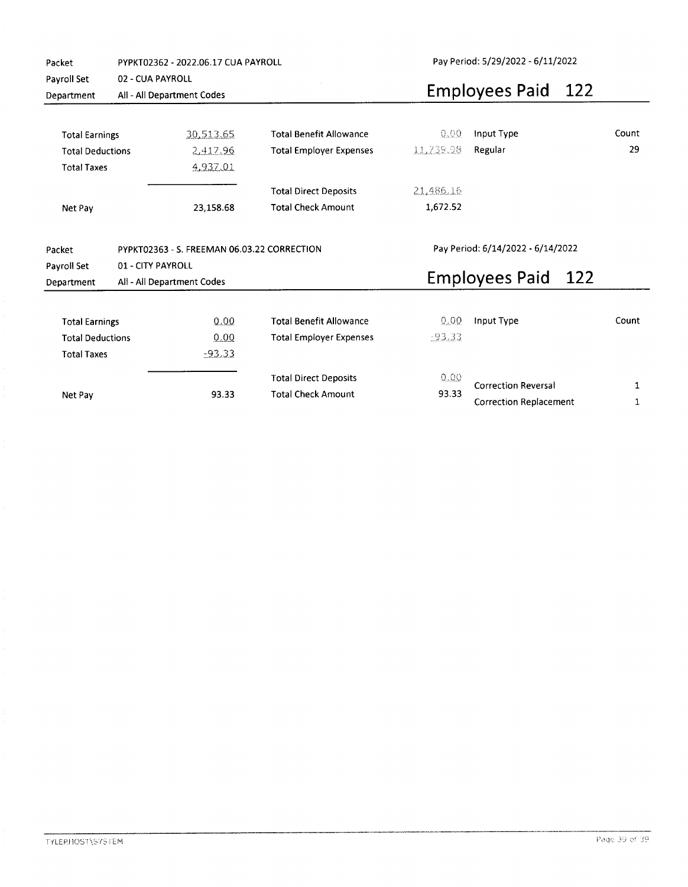Packet PYPKT02362 - 2022.06.17 CUA PAYROLL

Payroll Set 02 - CUA PAYROLL

Department All - All Department Codes

Pay Period: 5/29/2022 - 6/11/2022

## Employees Paid 122

| | | | | | |
|---|---|---|---|---|---|
| Total Earnings | 30,513.65 | Total Benefit Allowance | 0.00 | Input Type | Count |
| Total Deductions | 2,417.96 | Total Employer Expenses | 11,739.98 | Regular | 29 |
| Total Taxes | 4,937.01 | | | | |
| | | Total Direct Deposits | 21,486.16 | | |
| Net Pay | 23,158.68 | Total Check Amount | 1,672.52 | | |

Packet PYPKT02363 - S. FREEMAN 06.03.22 CORRECTION

Payroll Set 01 - CITY PAYROLL

Department All - All Department Codes

Pay Period: 6/14/2022 - 6/14/2022

## Employees Paid 122

| | | | | | |
|---|---|---|---|---|---|
| Total Earnings | 0.00 | Total Benefit Allowance | 0.00 | Input Type | Count |
| Total Deductions | 0.00 | Total Employer Expenses | -93.33 | | |
| Total Taxes | -93.33 | | | | |
| | | Total Direct Deposits | 0.00 | Correction Reversal | 1 |
| Net Pay | 93.33 | Total Check Amount | 93.33 | Correction Replacement | 1 |